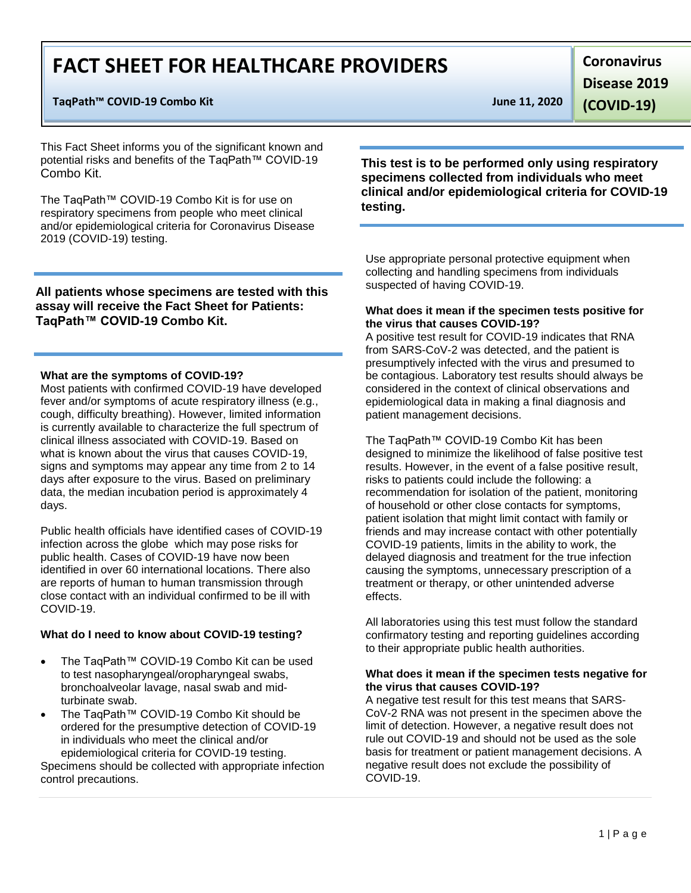# FACT SHEET FOR HEALTHCARE PROVIDERS

**TaqPath™ COVID-19 Combo Kit** **June 11, 2020**

**Coronavirus Disease 2019 (COVID-19)**

This Fact Sheet informs you of the significant known and potential risks and benefits of the TaqPath™ COVID-19 Combo Kit.

The TaqPath™ COVID-19 Combo Kit is for use on respiratory specimens from people who meet clinical and/or epidemiological criteria for Coronavirus Disease 2019 (COVID-19) testing.

**All patients whose specimens are tested with this assay will receive the Fact Sheet for Patients: TaqPath™ COVID-19 Combo Kit.**

**What are the symptoms of COVID-19?**
Most patients with confirmed COVID-19 have developed fever and/or symptoms of acute respiratory illness (e.g., cough, difficulty breathing). However, limited information is currently available to characterize the full spectrum of clinical illness associated with COVID-19. Based on what is known about the virus that causes COVID-19, signs and symptoms may appear any time from 2 to 14 days after exposure to the virus. Based on preliminary data, the median incubation period is approximately 4 days.

Public health officials have identified cases of COVID-19 infection across the globe which may pose risks for public health. Cases of COVID-19 have now been identified in over 60 international locations. There also are reports of human to human transmission through close contact with an individual confirmed to be ill with COVID-19.

**What do I need to know about COVID-19 testing?**

- The TaqPath™ COVID-19 Combo Kit can be used to test nasopharyngeal/oropharyngeal swabs, bronchoalveolar lavage, nasal swab and mid-turbinate swab.
- The TaqPath™ COVID-19 Combo Kit should be ordered for the presumptive detection of COVID-19 in individuals who meet the clinical and/or epidemiological criteria for COVID-19 testing.

Specimens should be collected with appropriate infection control precautions.

**This test is to be performed only using respiratory specimens collected from individuals who meet clinical and/or epidemiological criteria for COVID-19 testing.**

Use appropriate personal protective equipment when collecting and handling specimens from individuals suspected of having COVID-19.

**What does it mean if the specimen tests positive for the virus that causes COVID-19?**
A positive test result for COVID-19 indicates that RNA from SARS-CoV-2 was detected, and the patient is presumptively infected with the virus and presumed to be contagious. Laboratory test results should always be considered in the context of clinical observations and epidemiological data in making a final diagnosis and patient management decisions.

The TaqPath™ COVID-19 Combo Kit has been designed to minimize the likelihood of false positive test results. However, in the event of a false positive result, risks to patients could include the following: a recommendation for isolation of the patient, monitoring of household or other close contacts for symptoms, patient isolation that might limit contact with family or friends and may increase contact with other potentially COVID-19 patients, limits in the ability to work, the delayed diagnosis and treatment for the true infection causing the symptoms, unnecessary prescription of a treatment or therapy, or other unintended adverse effects.

All laboratories using this test must follow the standard confirmatory testing and reporting guidelines according to their appropriate public health authorities.

**What does it mean if the specimen tests negative for the virus that causes COVID-19?**
A negative test result for this test means that SARS-CoV-2 RNA was not present in the specimen above the limit of detection. However, a negative result does not rule out COVID-19 and should not be used as the sole basis for treatment or patient management decisions. A negative result does not exclude the possibility of COVID-19.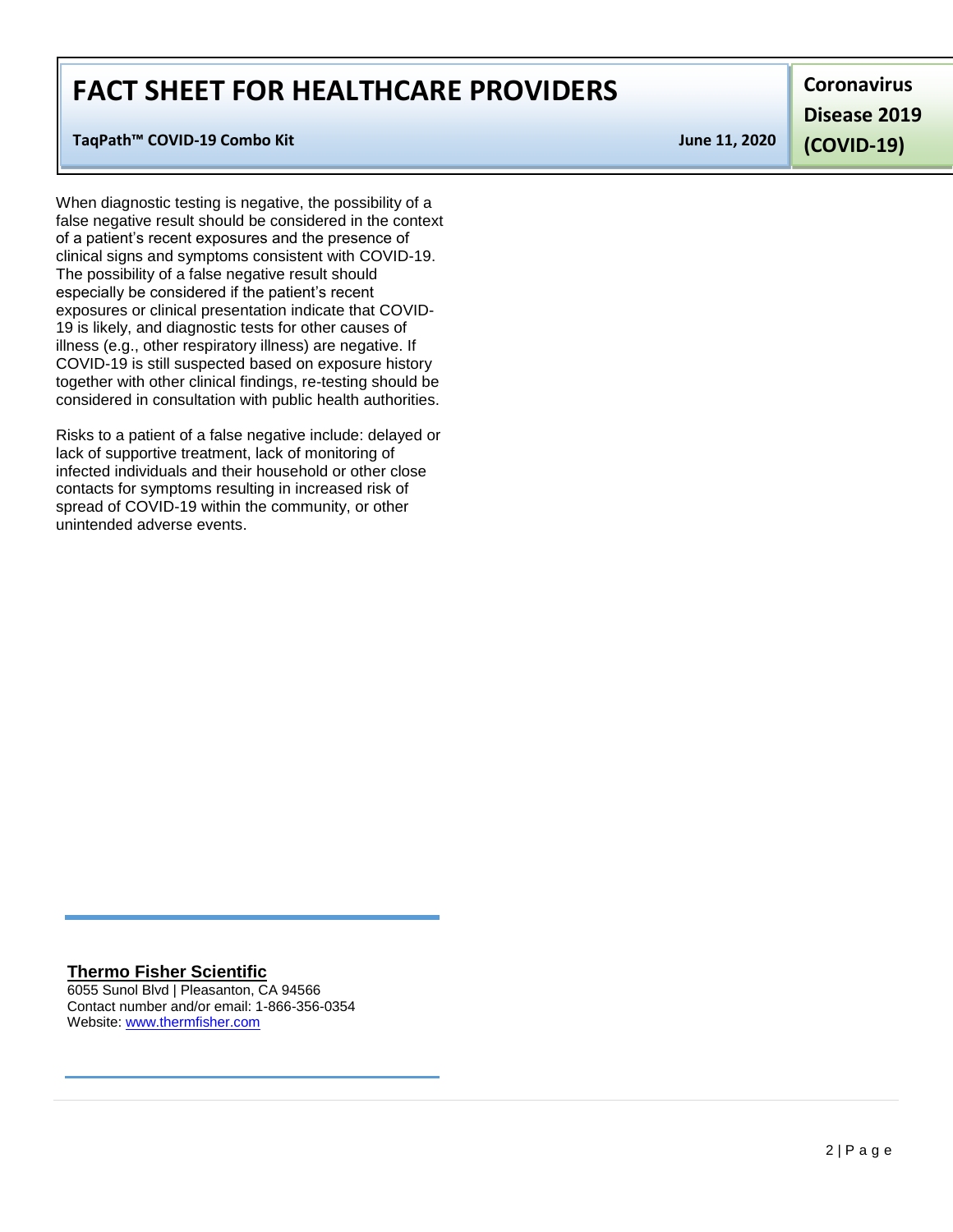When diagnostic testing is negative, the possibility of a false negative result should be considered in the context of a patient's recent exposures and the presence of clinical signs and symptoms consistent with COVID-19. The possibility of a false negative result should especially be considered if the patient's recent exposures or clinical presentation indicate that COVID-19 is likely, and diagnostic tests for other causes of illness (e.g., other respiratory illness) are negative. If COVID-19 is still suspected based on exposure history together with other clinical findings, re-testing should be considered in consultation with public health authorities.

Risks to a patient of a false negative include: delayed or lack of supportive treatment, lack of monitoring of infected individuals and their household or other close contacts for symptoms resulting in increased risk of spread of COVID-19 within the community, or other unintended adverse events.

**Thermo Fisher Scientific**
6055 Sunol Blvd | Pleasanton, CA 94566
Contact number and/or email: 1-866-356-0354
Website: www.thermfisher.com